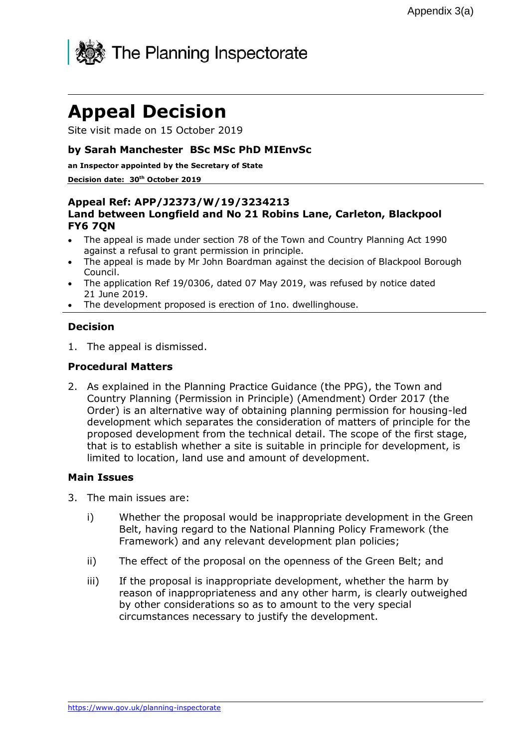Appendix 3(a)

The Planning Inspectorate

# Appeal Decision

Site visit made on 15 October 2019

### by Sarah Manchester BSc MSc PhD MIEnvSc

**an Inspector appointed by the Secretary of State**

**Decision date: 30th October 2019**

---

### Appeal Ref: APP/J2373/W/19/3234213
### Land between Longfield and No 21 Robins Lane, Carleton, Blackpool FY6 7QN

- The appeal is made under section 78 of the Town and Country Planning Act 1990 against a refusal to grant permission in principle.
- The appeal is made by Mr John Boardman against the decision of Blackpool Borough Council.
- The application Ref 19/0306, dated 07 May 2019, was refused by notice dated 21 June 2019.
- The development proposed is erection of 1no. dwellinghouse.

---

### Decision

1. The appeal is dismissed.

### Procedural Matters

2. As explained in the Planning Practice Guidance (the PPG), the Town and Country Planning (Permission in Principle) (Amendment) Order 2017 (the Order) is an alternative way of obtaining planning permission for housing-led development which separates the consideration of matters of principle for the proposed development from the technical detail. The scope of the first stage, that is to establish whether a site is suitable in principle for development, is limited to location, land use and amount of development.

### Main Issues

3. The main issues are:

   i) Whether the proposal would be inappropriate development in the Green Belt, having regard to the National Planning Policy Framework (the Framework) and any relevant development plan policies;

   ii) The effect of the proposal on the openness of the Green Belt; and

   iii) If the proposal is inappropriate development, whether the harm by reason of inappropriateness and any other harm, is clearly outweighed by other considerations so as to amount to the very special circumstances necessary to justify the development.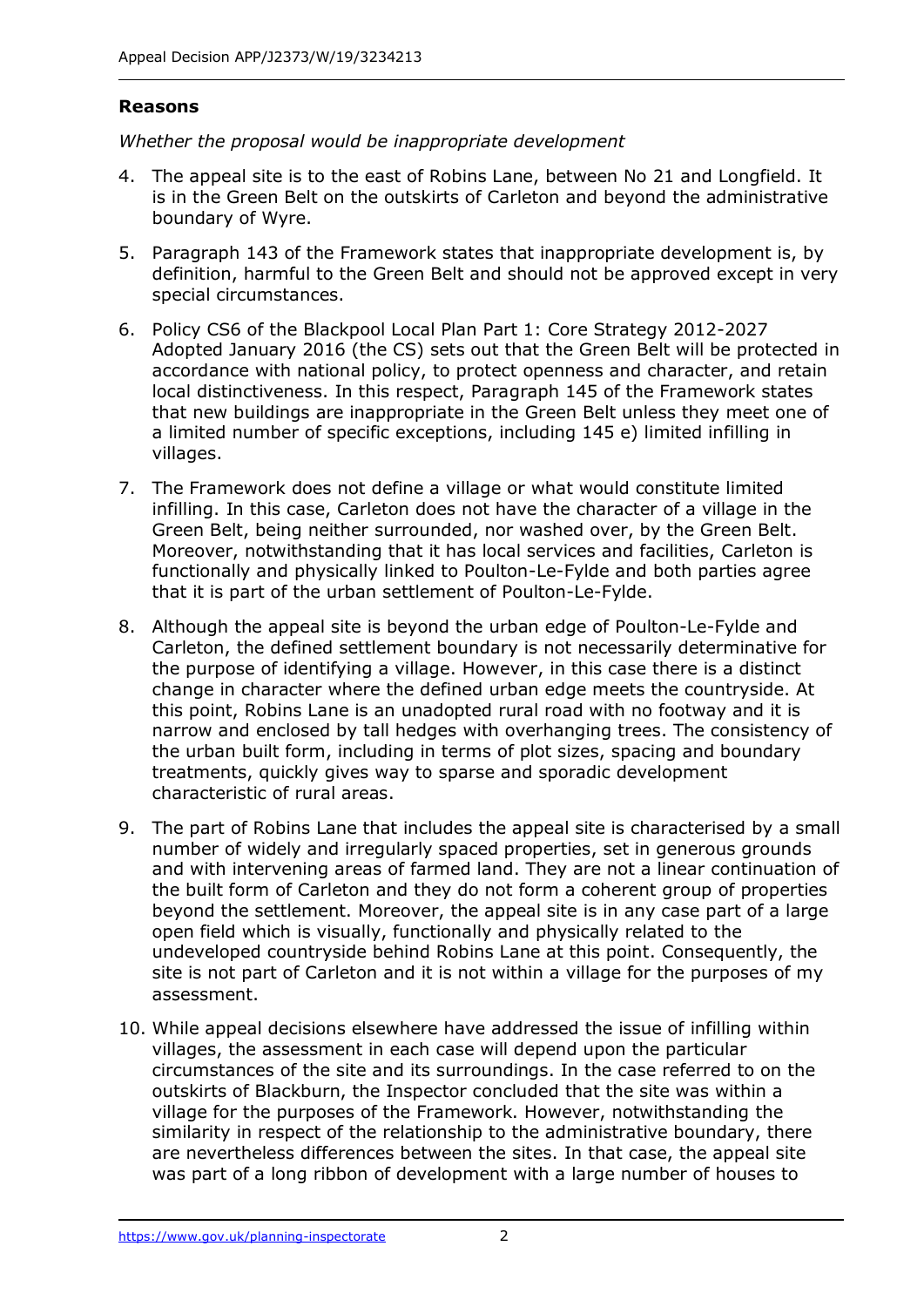## Reasons

*Whether the proposal would be inappropriate development*

4. The appeal site is to the east of Robins Lane, between No 21 and Longfield. It is in the Green Belt on the outskirts of Carleton and beyond the administrative boundary of Wyre.

5. Paragraph 143 of the Framework states that inappropriate development is, by definition, harmful to the Green Belt and should not be approved except in very special circumstances.

6. Policy CS6 of the Blackpool Local Plan Part 1: Core Strategy 2012-2027 Adopted January 2016 (the CS) sets out that the Green Belt will be protected in accordance with national policy, to protect openness and character, and retain local distinctiveness. In this respect, Paragraph 145 of the Framework states that new buildings are inappropriate in the Green Belt unless they meet one of a limited number of specific exceptions, including 145 e) limited infilling in villages.

7. The Framework does not define a village or what would constitute limited infilling. In this case, Carleton does not have the character of a village in the Green Belt, being neither surrounded, nor washed over, by the Green Belt. Moreover, notwithstanding that it has local services and facilities, Carleton is functionally and physically linked to Poulton-Le-Fylde and both parties agree that it is part of the urban settlement of Poulton-Le-Fylde.

8. Although the appeal site is beyond the urban edge of Poulton-Le-Fylde and Carleton, the defined settlement boundary is not necessarily determinative for the purpose of identifying a village. However, in this case there is a distinct change in character where the defined urban edge meets the countryside. At this point, Robins Lane is an unadopted rural road with no footway and it is narrow and enclosed by tall hedges with overhanging trees. The consistency of the urban built form, including in terms of plot sizes, spacing and boundary treatments, quickly gives way to sparse and sporadic development characteristic of rural areas.

9. The part of Robins Lane that includes the appeal site is characterised by a small number of widely and irregularly spaced properties, set in generous grounds and with intervening areas of farmed land. They are not a linear continuation of the built form of Carleton and they do not form a coherent group of properties beyond the settlement. Moreover, the appeal site is in any case part of a large open field which is visually, functionally and physically related to the undeveloped countryside behind Robins Lane at this point. Consequently, the site is not part of Carleton and it is not within a village for the purposes of my assessment.

10. While appeal decisions elsewhere have addressed the issue of infilling within villages, the assessment in each case will depend upon the particular circumstances of the site and its surroundings. In the case referred to on the outskirts of Blackburn, the Inspector concluded that the site was within a village for the purposes of the Framework. However, notwithstanding the similarity in respect of the relationship to the administrative boundary, there are nevertheless differences between the sites. In that case, the appeal site was part of a long ribbon of development with a large number of houses to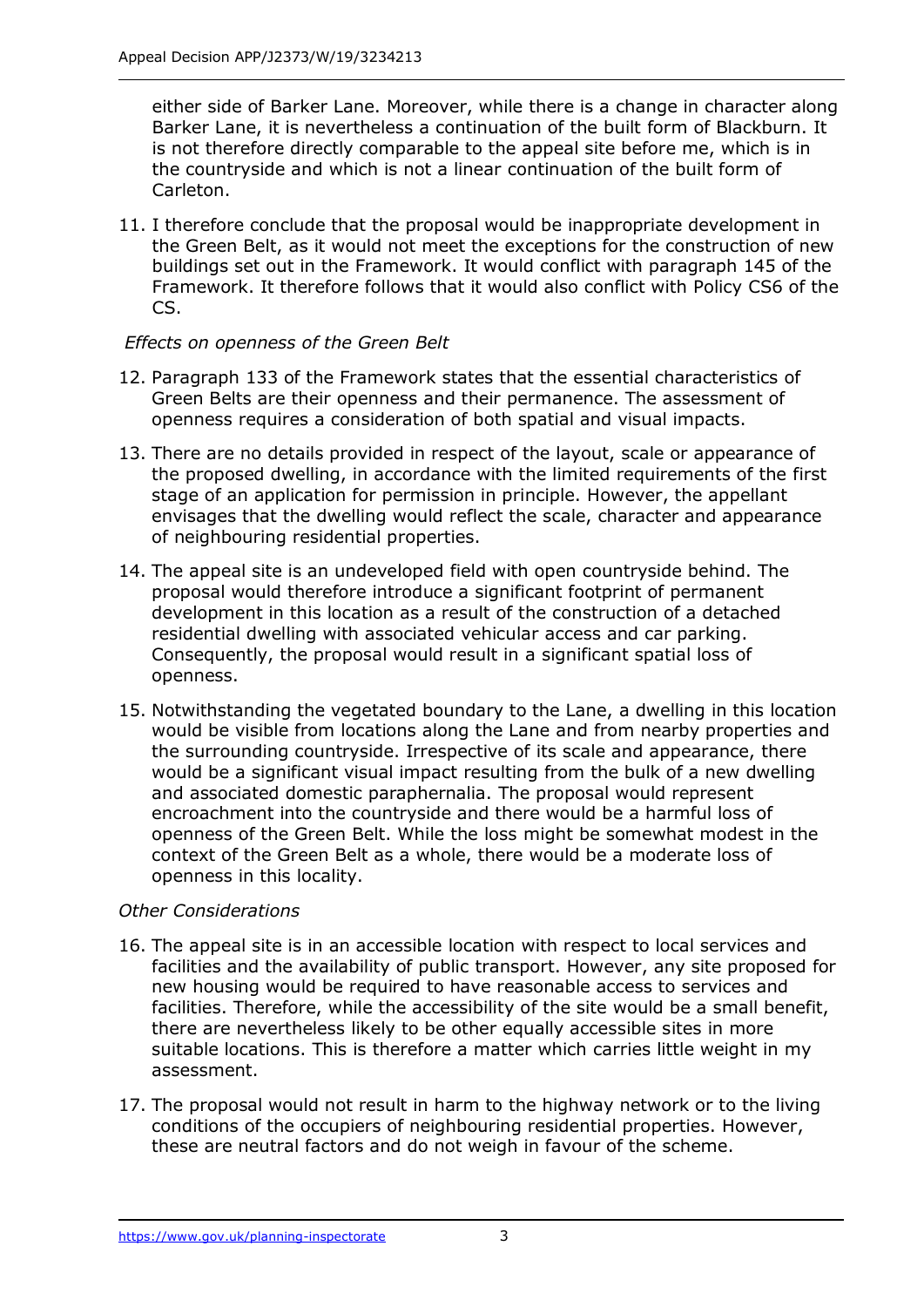either side of Barker Lane. Moreover, while there is a change in character along Barker Lane, it is nevertheless a continuation of the built form of Blackburn. It is not therefore directly comparable to the appeal site before me, which is in the countryside and which is not a linear continuation of the built form of Carleton.

11. I therefore conclude that the proposal would be inappropriate development in the Green Belt, as it would not meet the exceptions for the construction of new buildings set out in the Framework. It would conflict with paragraph 145 of the Framework. It therefore follows that it would also conflict with Policy CS6 of the CS.

*Effects on openness of the Green Belt*

12. Paragraph 133 of the Framework states that the essential characteristics of Green Belts are their openness and their permanence. The assessment of openness requires a consideration of both spatial and visual impacts.

13. There are no details provided in respect of the layout, scale or appearance of the proposed dwelling, in accordance with the limited requirements of the first stage of an application for permission in principle. However, the appellant envisages that the dwelling would reflect the scale, character and appearance of neighbouring residential properties.

14. The appeal site is an undeveloped field with open countryside behind. The proposal would therefore introduce a significant footprint of permanent development in this location as a result of the construction of a detached residential dwelling with associated vehicular access and car parking. Consequently, the proposal would result in a significant spatial loss of openness.

15. Notwithstanding the vegetated boundary to the Lane, a dwelling in this location would be visible from locations along the Lane and from nearby properties and the surrounding countryside. Irrespective of its scale and appearance, there would be a significant visual impact resulting from the bulk of a new dwelling and associated domestic paraphernalia. The proposal would represent encroachment into the countryside and there would be a harmful loss of openness of the Green Belt. While the loss might be somewhat modest in the context of the Green Belt as a whole, there would be a moderate loss of openness in this locality.

*Other Considerations*

16. The appeal site is in an accessible location with respect to local services and facilities and the availability of public transport. However, any site proposed for new housing would be required to have reasonable access to services and facilities. Therefore, while the accessibility of the site would be a small benefit, there are nevertheless likely to be other equally accessible sites in more suitable locations. This is therefore a matter which carries little weight in my assessment.

17. The proposal would not result in harm to the highway network or to the living conditions of the occupiers of neighbouring residential properties. However, these are neutral factors and do not weigh in favour of the scheme.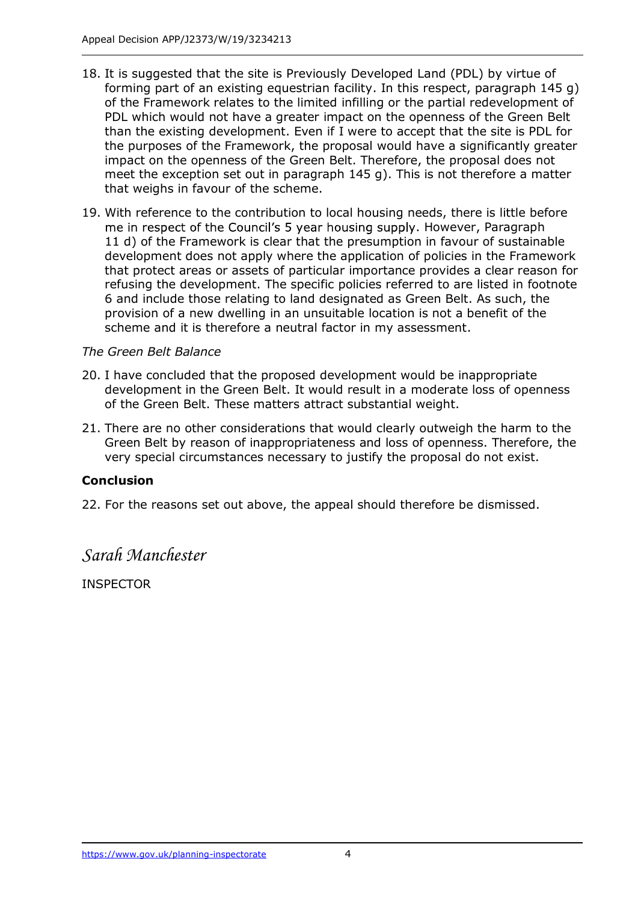18. It is suggested that the site is Previously Developed Land (PDL) by virtue of forming part of an existing equestrian facility. In this respect, paragraph 145 g) of the Framework relates to the limited infilling or the partial redevelopment of PDL which would not have a greater impact on the openness of the Green Belt than the existing development. Even if I were to accept that the site is PDL for the purposes of the Framework, the proposal would have a significantly greater impact on the openness of the Green Belt. Therefore, the proposal does not meet the exception set out in paragraph 145 g). This is not therefore a matter that weighs in favour of the scheme.

19. With reference to the contribution to local housing needs, there is little before me in respect of the Council's 5 year housing supply. However, Paragraph 11 d) of the Framework is clear that the presumption in favour of sustainable development does not apply where the application of policies in the Framework that protect areas or assets of particular importance provides a clear reason for refusing the development. The specific policies referred to are listed in footnote 6 and include those relating to land designated as Green Belt. As such, the provision of a new dwelling in an unsuitable location is not a benefit of the scheme and it is therefore a neutral factor in my assessment.

*The Green Belt Balance*

20. I have concluded that the proposed development would be inappropriate development in the Green Belt. It would result in a moderate loss of openness of the Green Belt. These matters attract substantial weight.

21. There are no other considerations that would clearly outweigh the harm to the Green Belt by reason of inappropriateness and loss of openness. Therefore, the very special circumstances necessary to justify the proposal do not exist.

## Conclusion

22. For the reasons set out above, the appeal should therefore be dismissed.

*Sarah Manchester*

INSPECTOR